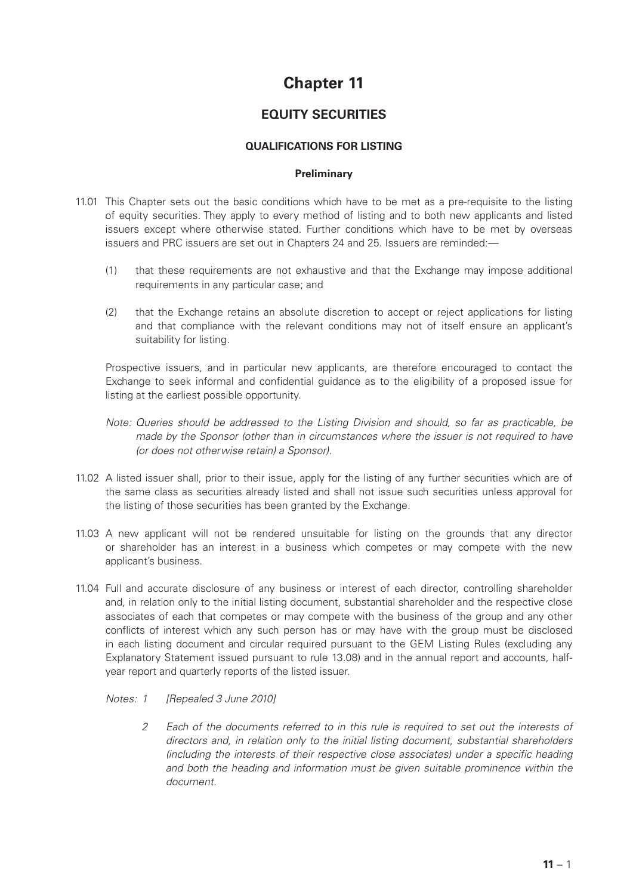# Chapter 11

## EQUITY SECURITIES

### QUALIFICATIONS FOR LISTING

#### Preliminary

11.01 This Chapter sets out the basic conditions which have to be met as a pre-requisite to the listing of equity securities. They apply to every method of listing and to both new applicants and listed issuers except where otherwise stated. Further conditions which have to be met by overseas issuers and PRC issuers are set out in Chapters 24 and 25. Issuers are reminded:—

(1) that these requirements are not exhaustive and that the Exchange may impose additional requirements in any particular case; and

(2) that the Exchange retains an absolute discretion to accept or reject applications for listing and that compliance with the relevant conditions may not of itself ensure an applicant's suitability for listing.

Prospective issuers, and in particular new applicants, are therefore encouraged to contact the Exchange to seek informal and confidential guidance as to the eligibility of a proposed issue for listing at the earliest possible opportunity.

*Note: Queries should be addressed to the Listing Division and should, so far as practicable, be made by the Sponsor (other than in circumstances where the issuer is not required to have (or does not otherwise retain) a Sponsor).*

11.02 A listed issuer shall, prior to their issue, apply for the listing of any further securities which are of the same class as securities already listed and shall not issue such securities unless approval for the listing of those securities has been granted by the Exchange.

11.03 A new applicant will not be rendered unsuitable for listing on the grounds that any director or shareholder has an interest in a business which competes or may compete with the new applicant's business.

11.04 Full and accurate disclosure of any business or interest of each director, controlling shareholder and, in relation only to the initial listing document, substantial shareholder and the respective close associates of each that competes or may compete with the business of the group and any other conflicts of interest which any such person has or may have with the group must be disclosed in each listing document and circular required pursuant to the GEM Listing Rules (excluding any Explanatory Statement issued pursuant to rule 13.08) and in the annual report and accounts, half-year report and quarterly reports of the listed issuer.

*Notes: 1 [Repealed 3 June 2010]*

*2 Each of the documents referred to in this rule is required to set out the interests of directors and, in relation only to the initial listing document, substantial shareholders (including the interests of their respective close associates) under a specific heading and both the heading and information must be given suitable prominence within the document.*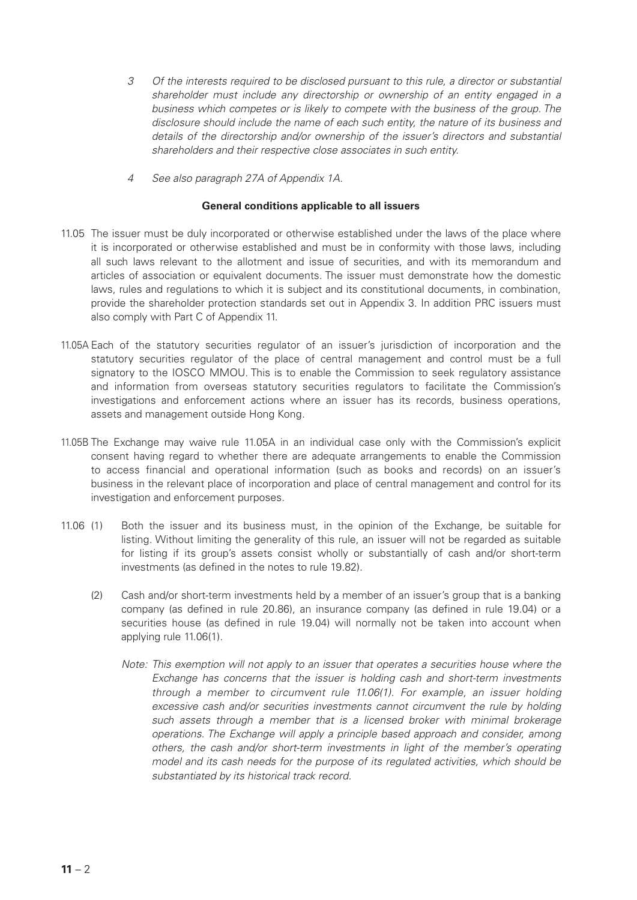*3 Of the interests required to be disclosed pursuant to this rule, a director or substantial shareholder must include any directorship or ownership of an entity engaged in a business which competes or is likely to compete with the business of the group. The disclosure should include the name of each such entity, the nature of its business and details of the directorship and/or ownership of the issuer's directors and substantial shareholders and their respective close associates in such entity.*

*4 See also paragraph 27A of Appendix 1A.*

**General conditions applicable to all issuers**

11.05 The issuer must be duly incorporated or otherwise established under the laws of the place where it is incorporated or otherwise established and must be in conformity with those laws, including all such laws relevant to the allotment and issue of securities, and with its memorandum and articles of association or equivalent documents. The issuer must demonstrate how the domestic laws, rules and regulations to which it is subject and its constitutional documents, in combination, provide the shareholder protection standards set out in Appendix 3. In addition PRC issuers must also comply with Part C of Appendix 11.

11.05A Each of the statutory securities regulator of an issuer's jurisdiction of incorporation and the statutory securities regulator of the place of central management and control must be a full signatory to the IOSCO MMOU. This is to enable the Commission to seek regulatory assistance and information from overseas statutory securities regulators to facilitate the Commission's investigations and enforcement actions where an issuer has its records, business operations, assets and management outside Hong Kong.

11.05B The Exchange may waive rule 11.05A in an individual case only with the Commission's explicit consent having regard to whether there are adequate arrangements to enable the Commission to access financial and operational information (such as books and records) on an issuer's business in the relevant place of incorporation and place of central management and control for its investigation and enforcement purposes.

11.06 (1) Both the issuer and its business must, in the opinion of the Exchange, be suitable for listing. Without limiting the generality of this rule, an issuer will not be regarded as suitable for listing if its group's assets consist wholly or substantially of cash and/or short-term investments (as defined in the notes to rule 19.82).

(2) Cash and/or short-term investments held by a member of an issuer's group that is a banking company (as defined in rule 20.86), an insurance company (as defined in rule 19.04) or a securities house (as defined in rule 19.04) will normally not be taken into account when applying rule 11.06(1).

*Note: This exemption will not apply to an issuer that operates a securities house where the Exchange has concerns that the issuer is holding cash and short-term investments through a member to circumvent rule 11.06(1). For example, an issuer holding excessive cash and/or securities investments cannot circumvent the rule by holding such assets through a member that is a licensed broker with minimal brokerage operations. The Exchange will apply a principle based approach and consider, among others, the cash and/or short-term investments in light of the member's operating model and its cash needs for the purpose of its regulated activities, which should be substantiated by its historical track record.*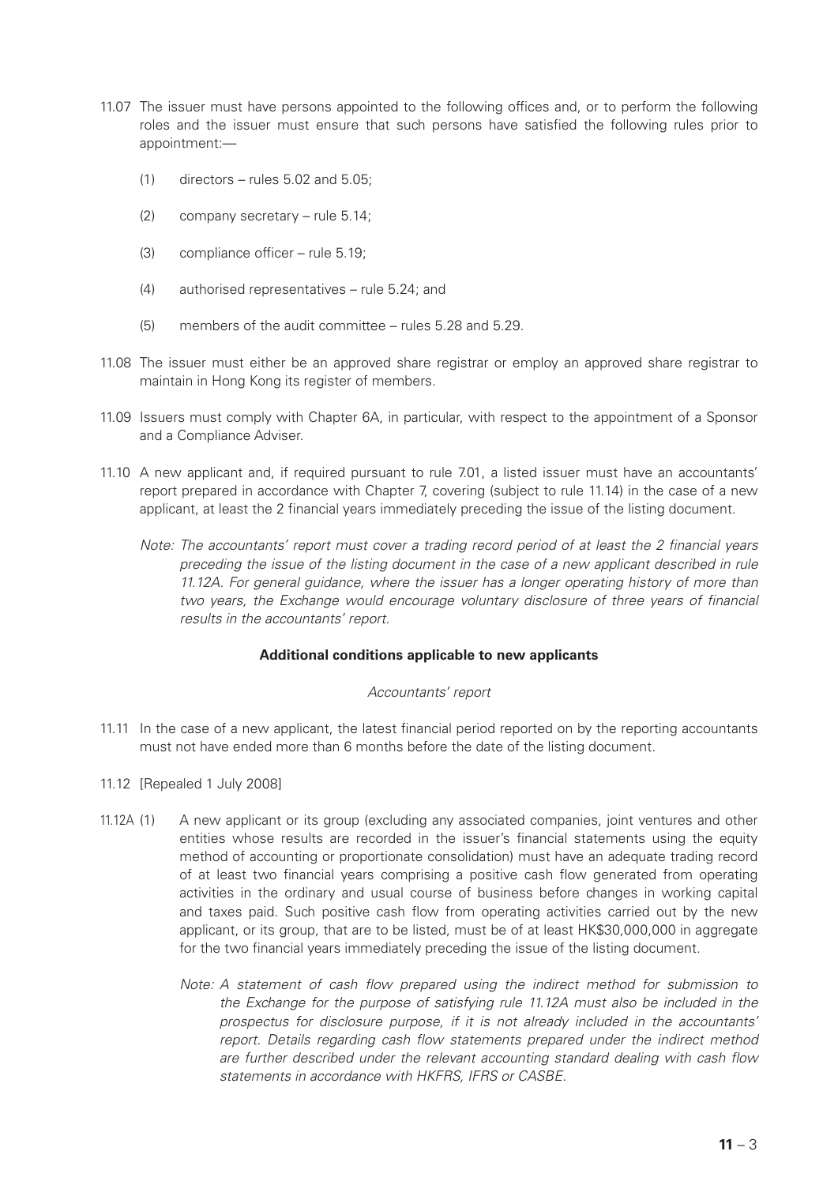11.07 The issuer must have persons appointed to the following offices and, or to perform the following roles and the issuer must ensure that such persons have satisfied the following rules prior to appointment:—

(1) directors – rules 5.02 and 5.05;

(2) company secretary – rule 5.14;

(3) compliance officer – rule 5.19;

(4) authorised representatives – rule 5.24; and

(5) members of the audit committee – rules 5.28 and 5.29.

11.08 The issuer must either be an approved share registrar or employ an approved share registrar to maintain in Hong Kong its register of members.

11.09 Issuers must comply with Chapter 6A, in particular, with respect to the appointment of a Sponsor and a Compliance Adviser.

11.10 A new applicant and, if required pursuant to rule 7.01, a listed issuer must have an accountants' report prepared in accordance with Chapter 7, covering (subject to rule 11.14) in the case of a new applicant, at least the 2 financial years immediately preceding the issue of the listing document.

*Note: The accountants' report must cover a trading record period of at least the 2 financial years preceding the issue of the listing document in the case of a new applicant described in rule 11.12A. For general guidance, where the issuer has a longer operating history of more than two years, the Exchange would encourage voluntary disclosure of three years of financial results in the accountants' report.*

**Additional conditions applicable to new applicants**

*Accountants' report*

11.11 In the case of a new applicant, the latest financial period reported on by the reporting accountants must not have ended more than 6 months before the date of the listing document.

11.12 [Repealed 1 July 2008]

11.12A (1) A new applicant or its group (excluding any associated companies, joint ventures and other entities whose results are recorded in the issuer's financial statements using the equity method of accounting or proportionate consolidation) must have an adequate trading record of at least two financial years comprising a positive cash flow generated from operating activities in the ordinary and usual course of business before changes in working capital and taxes paid. Such positive cash flow from operating activities carried out by the new applicant, or its group, that are to be listed, must be of at least HK$30,000,000 in aggregate for the two financial years immediately preceding the issue of the listing document.

*Note: A statement of cash flow prepared using the indirect method for submission to the Exchange for the purpose of satisfying rule 11.12A must also be included in the prospectus for disclosure purpose, if it is not already included in the accountants' report. Details regarding cash flow statements prepared under the indirect method are further described under the relevant accounting standard dealing with cash flow statements in accordance with HKFRS, IFRS or CASBE.*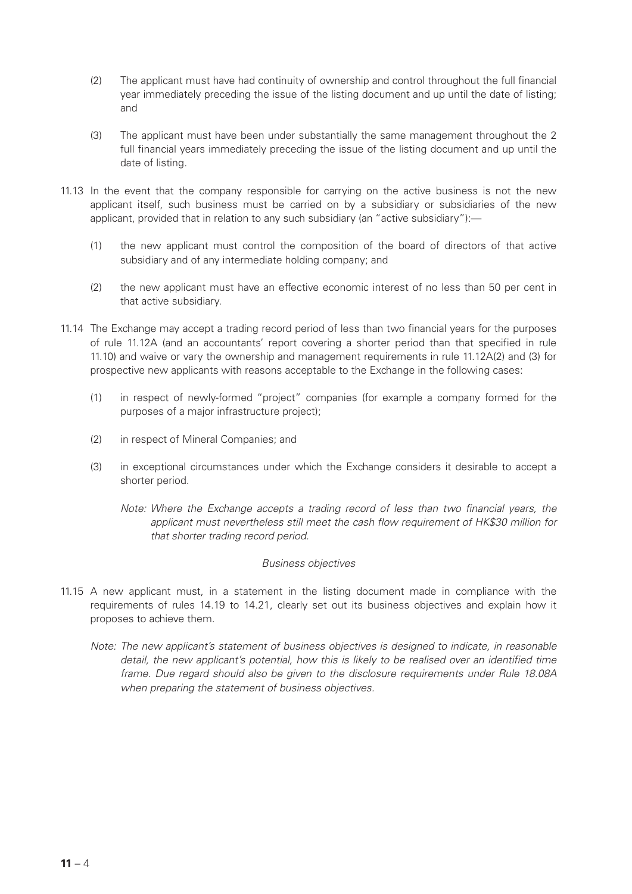(2) The applicant must have had continuity of ownership and control throughout the full financial year immediately preceding the issue of the listing document and up until the date of listing; and

(3) The applicant must have been under substantially the same management throughout the 2 full financial years immediately preceding the issue of the listing document and up until the date of listing.

11.13 In the event that the company responsible for carrying on the active business is not the new applicant itself, such business must be carried on by a subsidiary or subsidiaries of the new applicant, provided that in relation to any such subsidiary (an "active subsidiary"):—

(1) the new applicant must control the composition of the board of directors of that active subsidiary and of any intermediate holding company; and

(2) the new applicant must have an effective economic interest of no less than 50 per cent in that active subsidiary.

11.14 The Exchange may accept a trading record period of less than two financial years for the purposes of rule 11.12A (and an accountants' report covering a shorter period than that specified in rule 11.10) and waive or vary the ownership and management requirements in rule 11.12A(2) and (3) for prospective new applicants with reasons acceptable to the Exchange in the following cases:

(1) in respect of newly-formed "project" companies (for example a company formed for the purposes of a major infrastructure project);

(2) in respect of Mineral Companies; and

(3) in exceptional circumstances under which the Exchange considers it desirable to accept a shorter period.

*Note: Where the Exchange accepts a trading record of less than two financial years, the applicant must nevertheless still meet the cash flow requirement of HK$30 million for that shorter trading record period.*

*Business objectives*

11.15 A new applicant must, in a statement in the listing document made in compliance with the requirements of rules 14.19 to 14.21, clearly set out its business objectives and explain how it proposes to achieve them.

*Note: The new applicant's statement of business objectives is designed to indicate, in reasonable detail, the new applicant's potential, how this is likely to be realised over an identified time frame. Due regard should also be given to the disclosure requirements under Rule 18.08A when preparing the statement of business objectives.*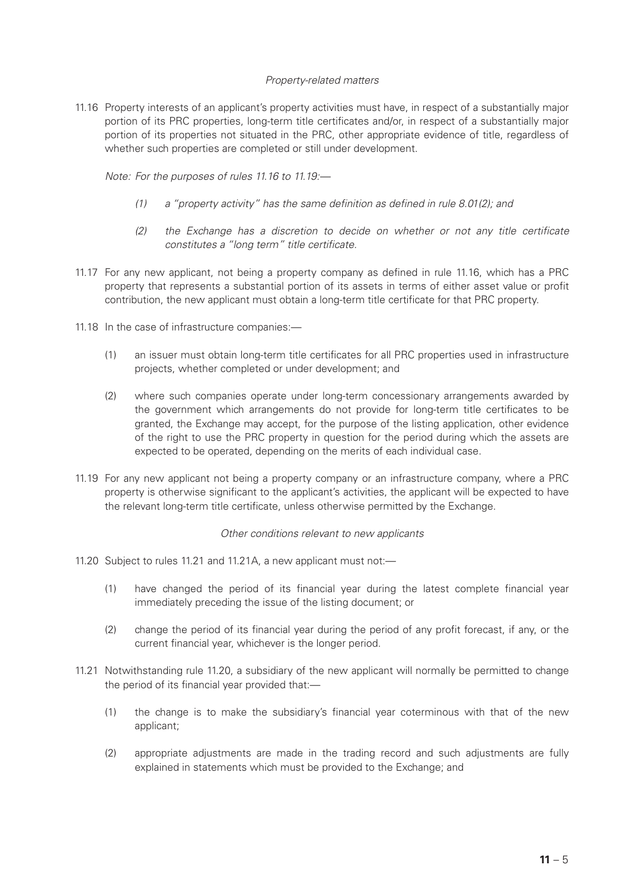*Property-related matters*

11.16 Property interests of an applicant's property activities must have, in respect of a substantially major portion of its PRC properties, long-term title certificates and/or, in respect of a substantially major portion of its properties not situated in the PRC, other appropriate evidence of title, regardless of whether such properties are completed or still under development.

*Note: For the purposes of rules 11.16 to 11.19:—*

*(1) a "property activity" has the same definition as defined in rule 8.01(2); and*

*(2) the Exchange has a discretion to decide on whether or not any title certificate constitutes a "long term" title certificate.*

11.17 For any new applicant, not being a property company as defined in rule 11.16, which has a PRC property that represents a substantial portion of its assets in terms of either asset value or profit contribution, the new applicant must obtain a long-term title certificate for that PRC property.

11.18 In the case of infrastructure companies:—

(1) an issuer must obtain long-term title certificates for all PRC properties used in infrastructure projects, whether completed or under development; and

(2) where such companies operate under long-term concessionary arrangements awarded by the government which arrangements do not provide for long-term title certificates to be granted, the Exchange may accept, for the purpose of the listing application, other evidence of the right to use the PRC property in question for the period during which the assets are expected to be operated, depending on the merits of each individual case.

11.19 For any new applicant not being a property company or an infrastructure company, where a PRC property is otherwise significant to the applicant's activities, the applicant will be expected to have the relevant long-term title certificate, unless otherwise permitted by the Exchange.

*Other conditions relevant to new applicants*

11.20 Subject to rules 11.21 and 11.21A, a new applicant must not:—

(1) have changed the period of its financial year during the latest complete financial year immediately preceding the issue of the listing document; or

(2) change the period of its financial year during the period of any profit forecast, if any, or the current financial year, whichever is the longer period.

11.21 Notwithstanding rule 11.20, a subsidiary of the new applicant will normally be permitted to change the period of its financial year provided that:—

(1) the change is to make the subsidiary's financial year coterminous with that of the new applicant;

(2) appropriate adjustments are made in the trading record and such adjustments are fully explained in statements which must be provided to the Exchange; and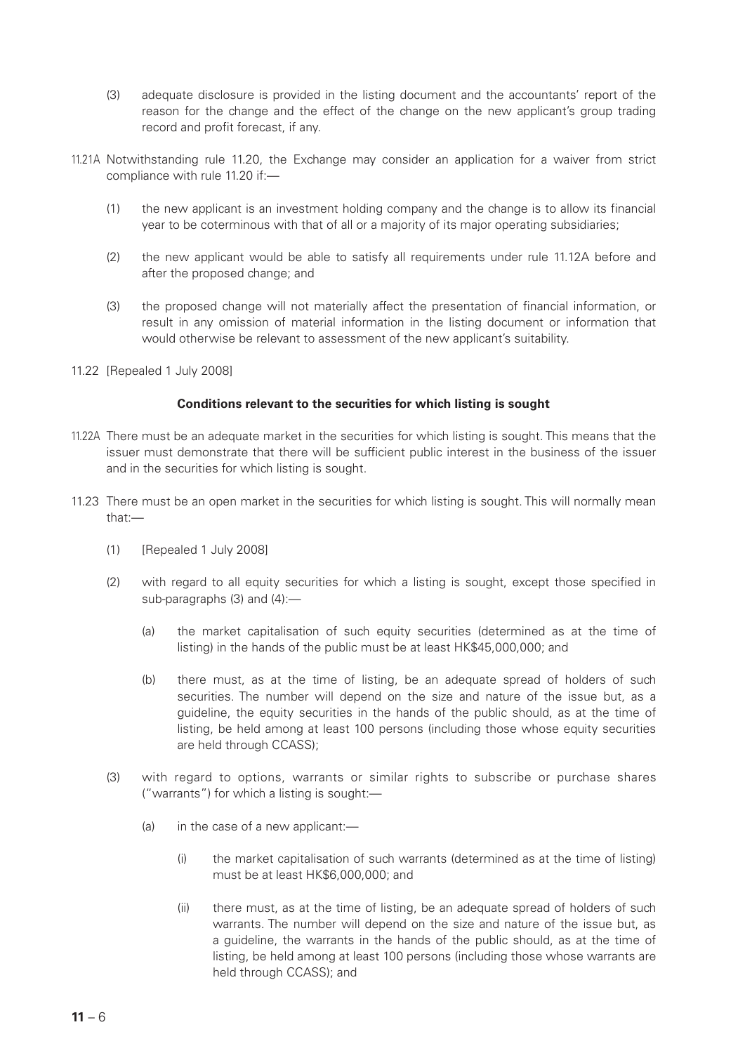(3) adequate disclosure is provided in the listing document and the accountants' report of the reason for the change and the effect of the change on the new applicant's group trading record and profit forecast, if any.

11.21A Notwithstanding rule 11.20, the Exchange may consider an application for a waiver from strict compliance with rule 11.20 if:—

(1) the new applicant is an investment holding company and the change is to allow its financial year to be coterminous with that of all or a majority of its major operating subsidiaries;

(2) the new applicant would be able to satisfy all requirements under rule 11.12A before and after the proposed change; and

(3) the proposed change will not materially affect the presentation of financial information, or result in any omission of material information in the listing document or information that would otherwise be relevant to assessment of the new applicant's suitability.

11.22 [Repealed 1 July 2008]

**Conditions relevant to the securities for which listing is sought**

11.22A There must be an adequate market in the securities for which listing is sought. This means that the issuer must demonstrate that there will be sufficient public interest in the business of the issuer and in the securities for which listing is sought.

11.23 There must be an open market in the securities for which listing is sought. This will normally mean that:—

(1) [Repealed 1 July 2008]

(2) with regard to all equity securities for which a listing is sought, except those specified in sub-paragraphs (3) and (4):—

(a) the market capitalisation of such equity securities (determined as at the time of listing) in the hands of the public must be at least HK$45,000,000; and

(b) there must, as at the time of listing, be an adequate spread of holders of such securities. The number will depend on the size and nature of the issue but, as a guideline, the equity securities in the hands of the public should, as at the time of listing, be held among at least 100 persons (including those whose equity securities are held through CCASS);

(3) with regard to options, warrants or similar rights to subscribe or purchase shares ("warrants") for which a listing is sought:—

(a) in the case of a new applicant:—

(i) the market capitalisation of such warrants (determined as at the time of listing) must be at least HK$6,000,000; and

(ii) there must, as at the time of listing, be an adequate spread of holders of such warrants. The number will depend on the size and nature of the issue but, as a guideline, the warrants in the hands of the public should, as at the time of listing, be held among at least 100 persons (including those whose warrants are held through CCASS); and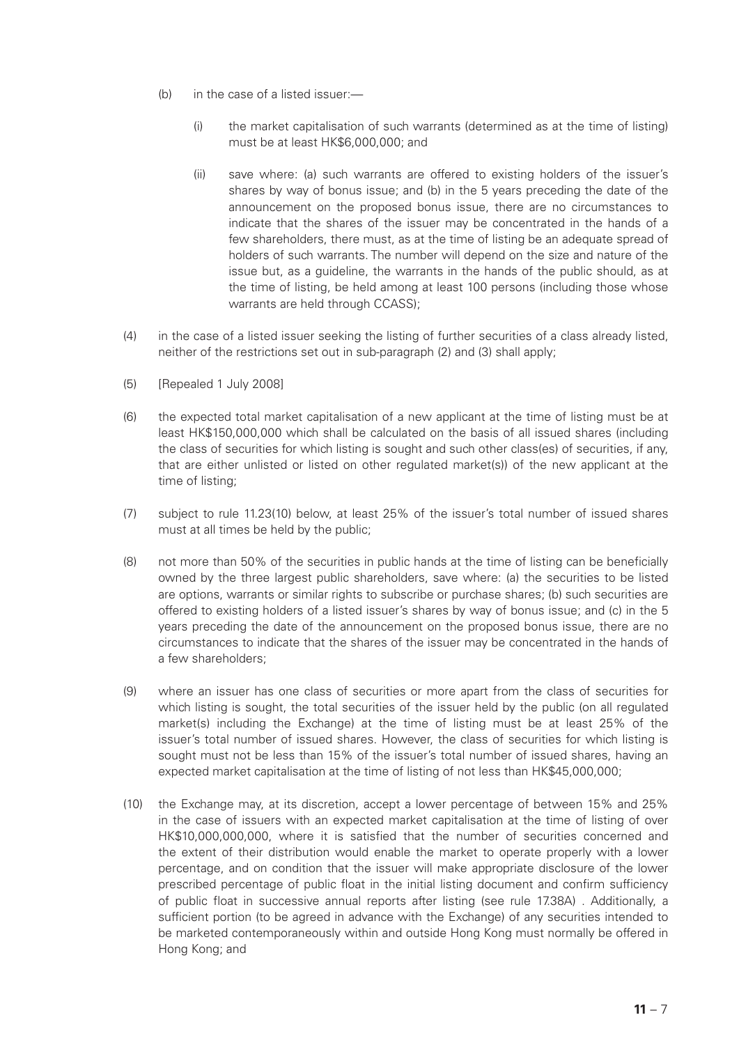(b) in the case of a listed issuer:—

  (i) the market capitalisation of such warrants (determined as at the time of listing) must be at least HK$6,000,000; and

  (ii) save where: (a) such warrants are offered to existing holders of the issuer's shares by way of bonus issue; and (b) in the 5 years preceding the date of the announcement on the proposed bonus issue, there are no circumstances to indicate that the shares of the issuer may be concentrated in the hands of a few shareholders, there must, as at the time of listing be an adequate spread of holders of such warrants. The number will depend on the size and nature of the issue but, as a guideline, the warrants in the hands of the public should, as at the time of listing, be held among at least 100 persons (including those whose warrants are held through CCASS);

(4) in the case of a listed issuer seeking the listing of further securities of a class already listed, neither of the restrictions set out in sub-paragraph (2) and (3) shall apply;

(5) [Repealed 1 July 2008]

(6) the expected total market capitalisation of a new applicant at the time of listing must be at least HK$150,000,000 which shall be calculated on the basis of all issued shares (including the class of securities for which listing is sought and such other class(es) of securities, if any, that are either unlisted or listed on other regulated market(s)) of the new applicant at the time of listing;

(7) subject to rule 11.23(10) below, at least 25% of the issuer's total number of issued shares must at all times be held by the public;

(8) not more than 50% of the securities in public hands at the time of listing can be beneficially owned by the three largest public shareholders, save where: (a) the securities to be listed are options, warrants or similar rights to subscribe or purchase shares; (b) such securities are offered to existing holders of a listed issuer's shares by way of bonus issue; and (c) in the 5 years preceding the date of the announcement on the proposed bonus issue, there are no circumstances to indicate that the shares of the issuer may be concentrated in the hands of a few shareholders;

(9) where an issuer has one class of securities or more apart from the class of securities for which listing is sought, the total securities of the issuer held by the public (on all regulated market(s) including the Exchange) at the time of listing must be at least 25% of the issuer's total number of issued shares. However, the class of securities for which listing is sought must not be less than 15% of the issuer's total number of issued shares, having an expected market capitalisation at the time of listing of not less than HK$45,000,000;

(10) the Exchange may, at its discretion, accept a lower percentage of between 15% and 25% in the case of issuers with an expected market capitalisation at the time of listing of over HK$10,000,000,000, where it is satisfied that the number of securities concerned and the extent of their distribution would enable the market to operate properly with a lower percentage, and on condition that the issuer will make appropriate disclosure of the lower prescribed percentage of public float in the initial listing document and confirm sufficiency of public float in successive annual reports after listing (see rule 17.38A) . Additionally, a sufficient portion (to be agreed in advance with the Exchange) of any securities intended to be marketed contemporaneously within and outside Hong Kong must normally be offered in Hong Kong; and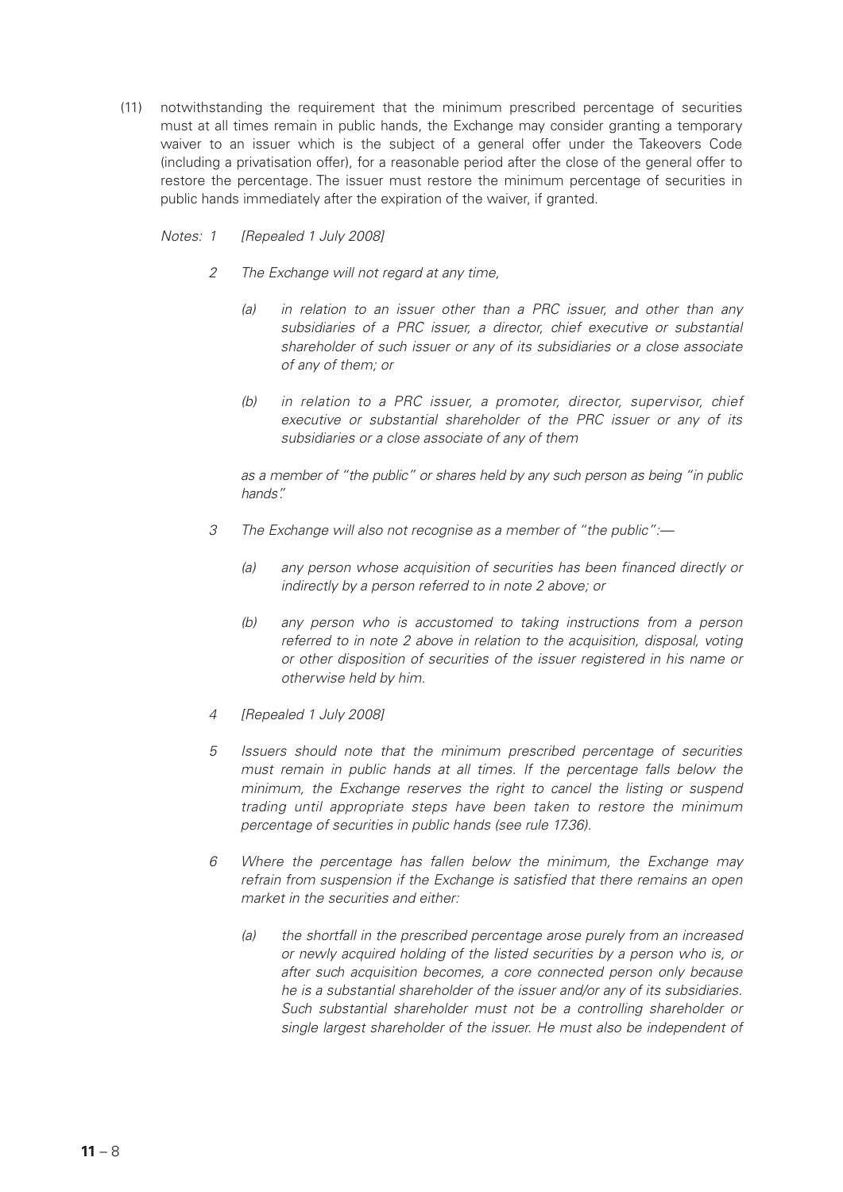(11) notwithstanding the requirement that the minimum prescribed percentage of securities must at all times remain in public hands, the Exchange may consider granting a temporary waiver to an issuer which is the subject of a general offer under the Takeovers Code (including a privatisation offer), for a reasonable period after the close of the general offer to restore the percentage. The issuer must restore the minimum percentage of securities in public hands immediately after the expiration of the waiver, if granted.

*Notes: 1 [Repealed 1 July 2008]*

*2 The Exchange will not regard at any time,*

*(a) in relation to an issuer other than a PRC issuer, and other than any subsidiaries of a PRC issuer, a director, chief executive or substantial shareholder of such issuer or any of its subsidiaries or a close associate of any of them; or*

*(b) in relation to a PRC issuer, a promoter, director, supervisor, chief executive or substantial shareholder of the PRC issuer or any of its subsidiaries or a close associate of any of them*

*as a member of "the public" or shares held by any such person as being "in public hands".*

*3 The Exchange will also not recognise as a member of "the public":—*

*(a) any person whose acquisition of securities has been financed directly or indirectly by a person referred to in note 2 above; or*

*(b) any person who is accustomed to taking instructions from a person referred to in note 2 above in relation to the acquisition, disposal, voting or other disposition of securities of the issuer registered in his name or otherwise held by him.*

*4 [Repealed 1 July 2008]*

*5 Issuers should note that the minimum prescribed percentage of securities must remain in public hands at all times. If the percentage falls below the minimum, the Exchange reserves the right to cancel the listing or suspend trading until appropriate steps have been taken to restore the minimum percentage of securities in public hands (see rule 17.36).*

*6 Where the percentage has fallen below the minimum, the Exchange may refrain from suspension if the Exchange is satisfied that there remains an open market in the securities and either:*

*(a) the shortfall in the prescribed percentage arose purely from an increased or newly acquired holding of the listed securities by a person who is, or after such acquisition becomes, a core connected person only because he is a substantial shareholder of the issuer and/or any of its subsidiaries. Such substantial shareholder must not be a controlling shareholder or single largest shareholder of the issuer. He must also be independent of*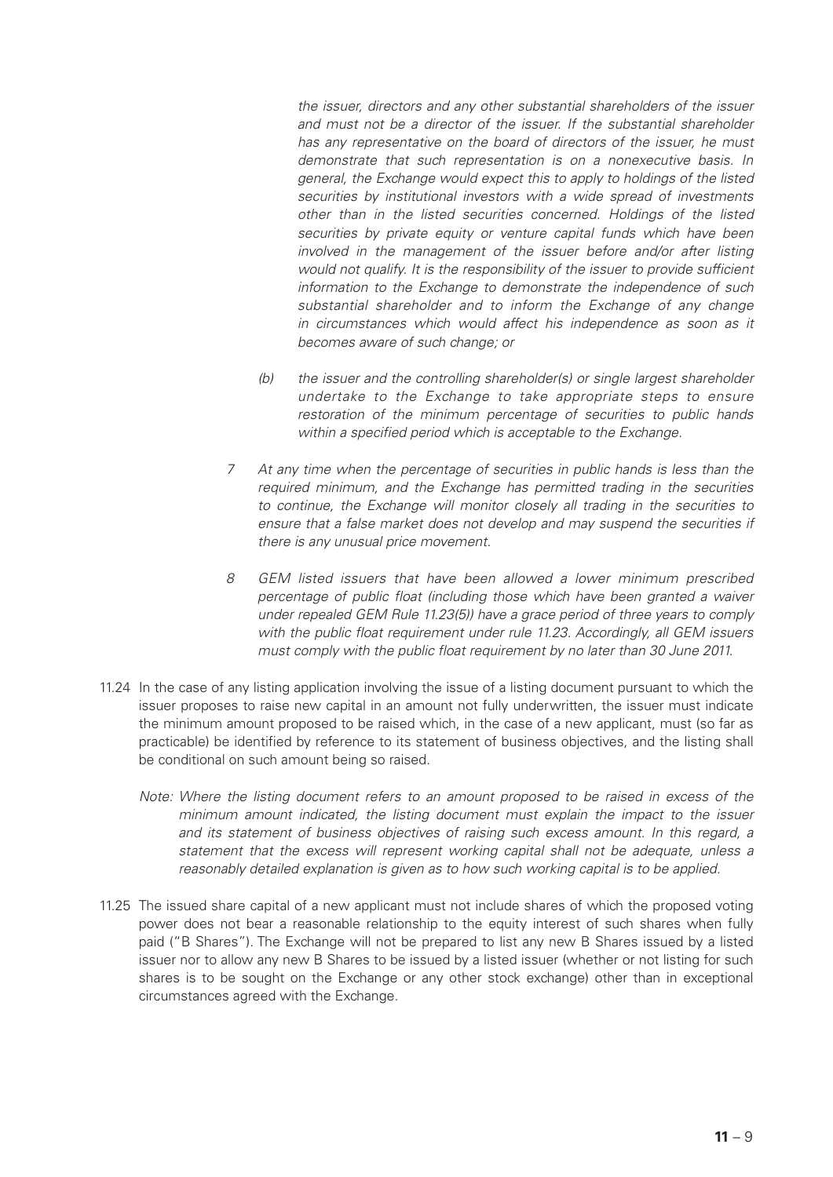*the issuer, directors and any other substantial shareholders of the issuer and must not be a director of the issuer. If the substantial shareholder has any representative on the board of directors of the issuer, he must demonstrate that such representation is on a nonexecutive basis. In general, the Exchange would expect this to apply to holdings of the listed securities by institutional investors with a wide spread of investments other than in the listed securities concerned. Holdings of the listed securities by private equity or venture capital funds which have been involved in the management of the issuer before and/or after listing would not qualify. It is the responsibility of the issuer to provide sufficient information to the Exchange to demonstrate the independence of such substantial shareholder and to inform the Exchange of any change in circumstances which would affect his independence as soon as it becomes aware of such change; or*

*(b) the issuer and the controlling shareholder(s) or single largest shareholder undertake to the Exchange to take appropriate steps to ensure restoration of the minimum percentage of securities to public hands within a specified period which is acceptable to the Exchange.*

*7 At any time when the percentage of securities in public hands is less than the required minimum, and the Exchange has permitted trading in the securities to continue, the Exchange will monitor closely all trading in the securities to ensure that a false market does not develop and may suspend the securities if there is any unusual price movement.*

*8 GEM listed issuers that have been allowed a lower minimum prescribed percentage of public float (including those which have been granted a waiver under repealed GEM Rule 11.23(5)) have a grace period of three years to comply with the public float requirement under rule 11.23. Accordingly, all GEM issuers must comply with the public float requirement by no later than 30 June 2011.*

11.24 In the case of any listing application involving the issue of a listing document pursuant to which the issuer proposes to raise new capital in an amount not fully underwritten, the issuer must indicate the minimum amount proposed to be raised which, in the case of a new applicant, must (so far as practicable) be identified by reference to its statement of business objectives, and the listing shall be conditional on such amount being so raised.

*Note: Where the listing document refers to an amount proposed to be raised in excess of the minimum amount indicated, the listing document must explain the impact to the issuer and its statement of business objectives of raising such excess amount. In this regard, a statement that the excess will represent working capital shall not be adequate, unless a reasonably detailed explanation is given as to how such working capital is to be applied.*

11.25 The issued share capital of a new applicant must not include shares of which the proposed voting power does not bear a reasonable relationship to the equity interest of such shares when fully paid ("B Shares"). The Exchange will not be prepared to list any new B Shares issued by a listed issuer nor to allow any new B Shares to be issued by a listed issuer (whether or not listing for such shares is to be sought on the Exchange or any other stock exchange) other than in exceptional circumstances agreed with the Exchange.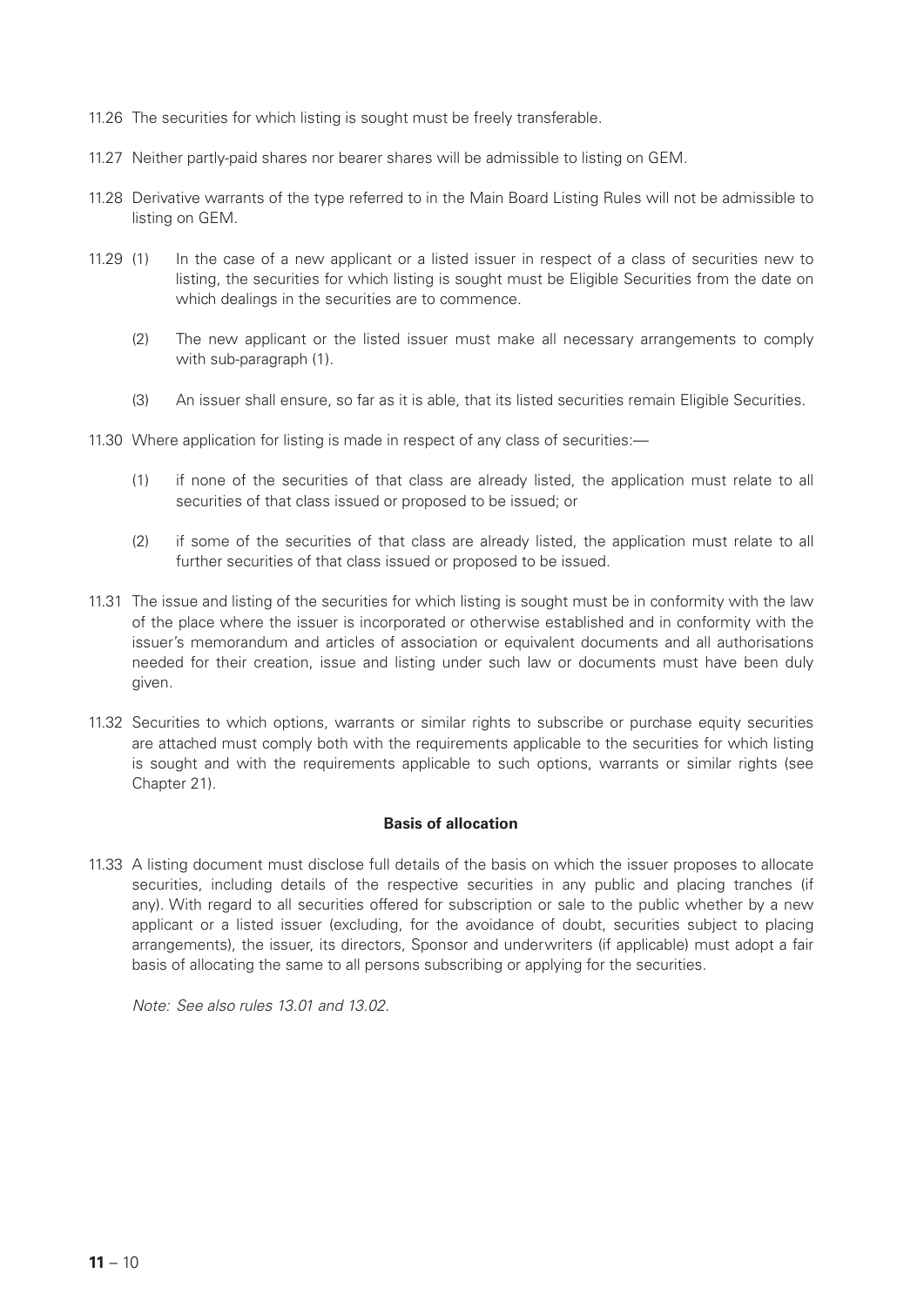11.26 The securities for which listing is sought must be freely transferable.

11.27 Neither partly-paid shares nor bearer shares will be admissible to listing on GEM.

11.28 Derivative warrants of the type referred to in the Main Board Listing Rules will not be admissible to listing on GEM.

11.29 (1) In the case of a new applicant or a listed issuer in respect of a class of securities new to listing, the securities for which listing is sought must be Eligible Securities from the date on which dealings in the securities are to commence.

(2) The new applicant or the listed issuer must make all necessary arrangements to comply with sub-paragraph (1).

(3) An issuer shall ensure, so far as it is able, that its listed securities remain Eligible Securities.

11.30 Where application for listing is made in respect of any class of securities:—

(1) if none of the securities of that class are already listed, the application must relate to all securities of that class issued or proposed to be issued; or

(2) if some of the securities of that class are already listed, the application must relate to all further securities of that class issued or proposed to be issued.

11.31 The issue and listing of the securities for which listing is sought must be in conformity with the law of the place where the issuer is incorporated or otherwise established and in conformity with the issuer's memorandum and articles of association or equivalent documents and all authorisations needed for their creation, issue and listing under such law or documents must have been duly given.

11.32 Securities to which options, warrants or similar rights to subscribe or purchase equity securities are attached must comply both with the requirements applicable to the securities for which listing is sought and with the requirements applicable to such options, warrants or similar rights (see Chapter 21).

**Basis of allocation**

11.33 A listing document must disclose full details of the basis on which the issuer proposes to allocate securities, including details of the respective securities in any public and placing tranches (if any). With regard to all securities offered for subscription or sale to the public whether by a new applicant or a listed issuer (excluding, for the avoidance of doubt, securities subject to placing arrangements), the issuer, its directors, Sponsor and underwriters (if applicable) must adopt a fair basis of allocating the same to all persons subscribing or applying for the securities.

*Note: See also rules 13.01 and 13.02.*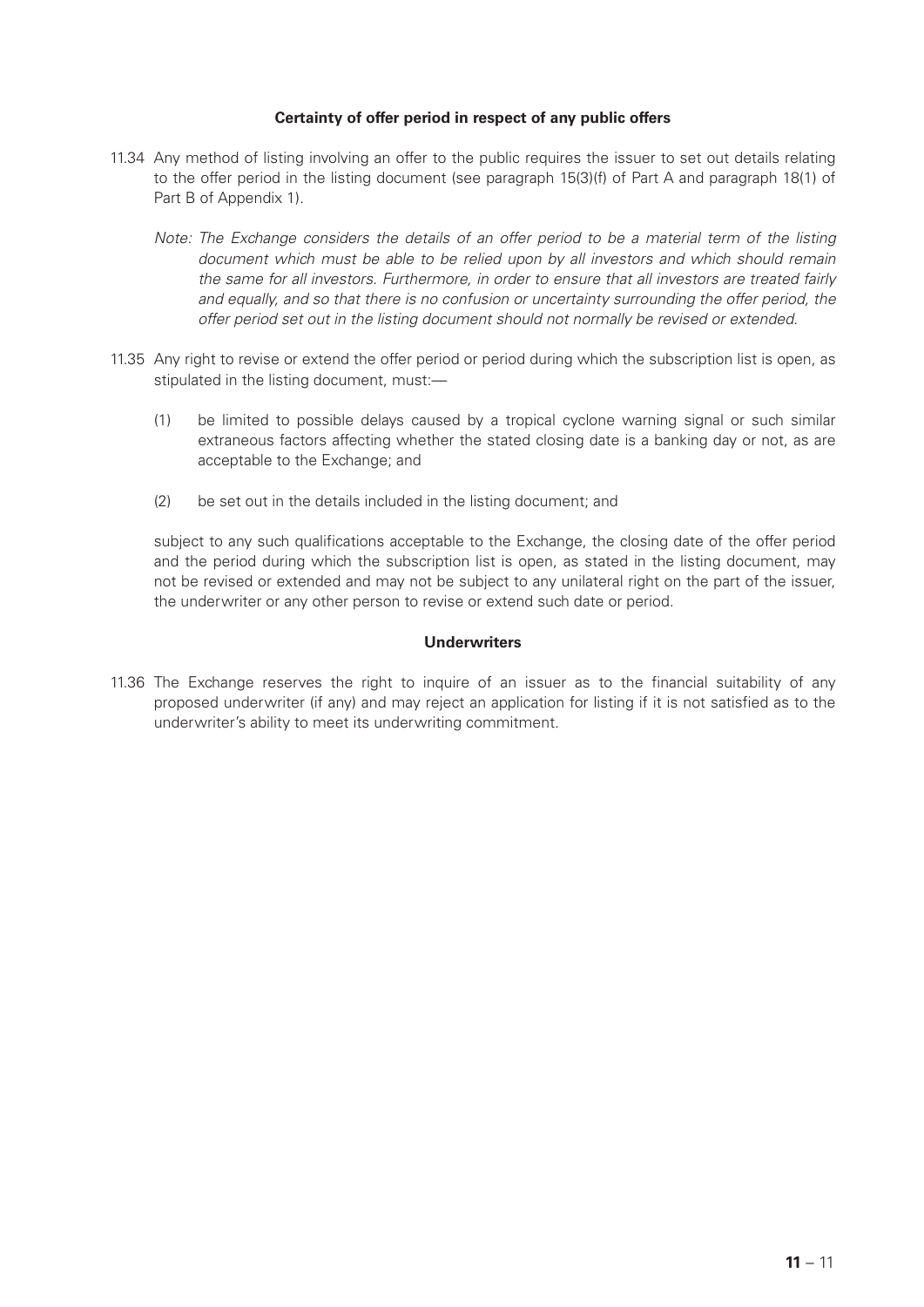### Certainty of offer period in respect of any public offers

11.34 Any method of listing involving an offer to the public requires the issuer to set out details relating to the offer period in the listing document (see paragraph 15(3)(f) of Part A and paragraph 18(1) of Part B of Appendix 1).

*Note: The Exchange considers the details of an offer period to be a material term of the listing document which must be able to be relied upon by all investors and which should remain the same for all investors. Furthermore, in order to ensure that all investors are treated fairly and equally, and so that there is no confusion or uncertainty surrounding the offer period, the offer period set out in the listing document should not normally be revised or extended.*

11.35 Any right to revise or extend the offer period or period during which the subscription list is open, as stipulated in the listing document, must:—

(1) be limited to possible delays caused by a tropical cyclone warning signal or such similar extraneous factors affecting whether the stated closing date is a banking day or not, as are acceptable to the Exchange; and

(2) be set out in the details included in the listing document; and

subject to any such qualifications acceptable to the Exchange, the closing date of the offer period and the period during which the subscription list is open, as stated in the listing document, may not be revised or extended and may not be subject to any unilateral right on the part of the issuer, the underwriter or any other person to revise or extend such date or period.

### Underwriters

11.36 The Exchange reserves the right to inquire of an issuer as to the financial suitability of any proposed underwriter (if any) and may reject an application for listing if it is not satisfied as to the underwriter's ability to meet its underwriting commitment.